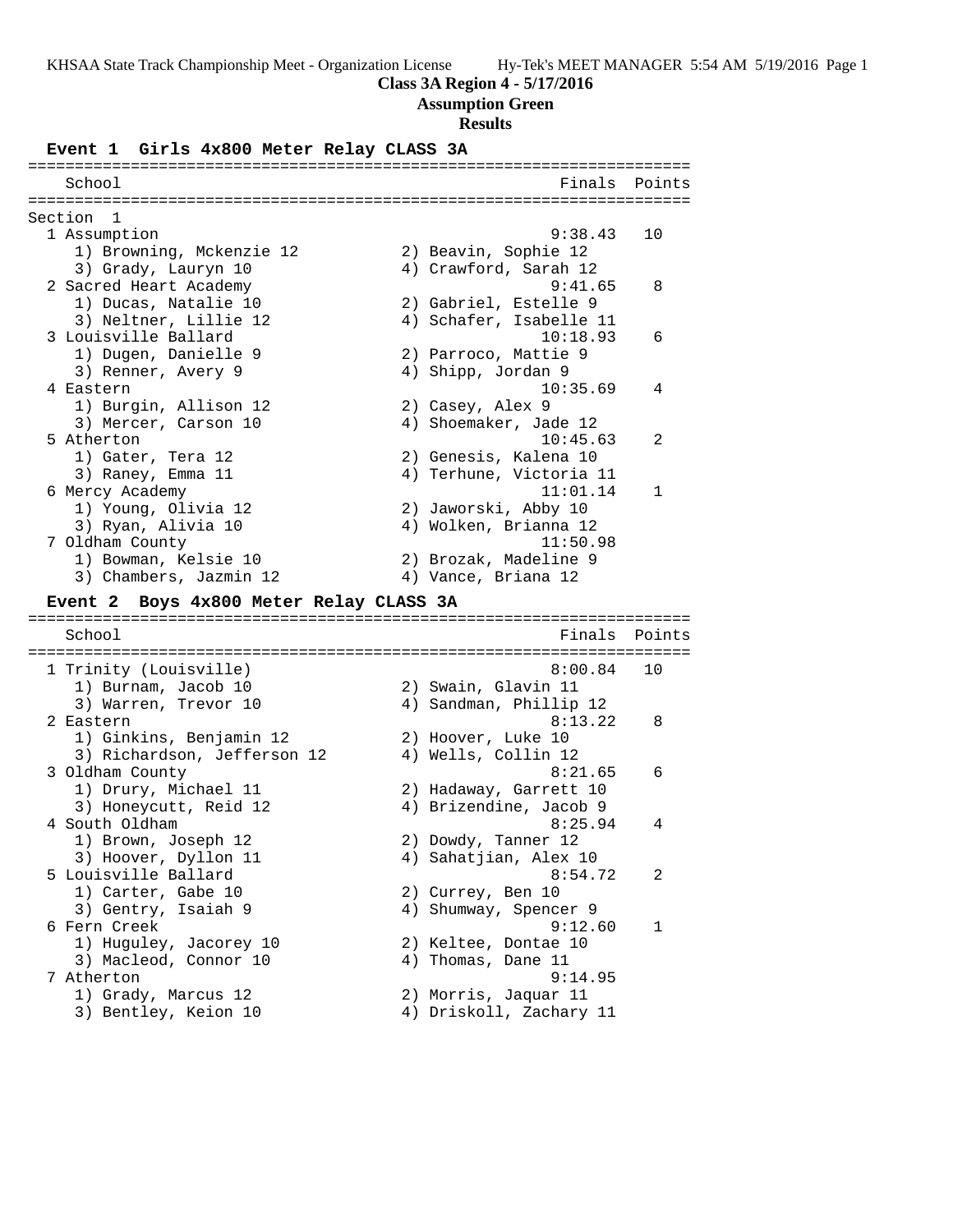**Class 3A Region 4 - 5/17/2016**

**Assumption Green**

**Results**

### Event 1 Girls 4x800 Meter Relay CLASS 3A

| School | Finals | Points |
|---|---|---|
| **Section 1** | | |
| 1 Assumption | 9:38.43 | 10 |
| 1) Browning, Mckenzie 12; 2) Beavin, Sophie 12; 3) Grady, Lauryn 10; 4) Crawford, Sarah 12 | | |
| 2 Sacred Heart Academy | 9:41.65 | 8 |
| 1) Ducas, Natalie 10; 2) Gabriel, Estelle 9; 3) Neltner, Lillie 12; 4) Schafer, Isabelle 11 | | |
| 3 Louisville Ballard | 10:18.93 | 6 |
| 1) Dugen, Danielle 9; 2) Parroco, Mattie 9; 3) Renner, Avery 9; 4) Shipp, Jordan 9 | | |
| 4 Eastern | 10:35.69 | 4 |
| 1) Burgin, Allison 12; 2) Casey, Alex 9; 3) Mercer, Carson 10; 4) Shoemaker, Jade 12 | | |
| 5 Atherton | 10:45.63 | 2 |
| 1) Gater, Tera 12; 2) Genesis, Kalena 10; 3) Raney, Emma 11; 4) Terhune, Victoria 11 | | |
| 6 Mercy Academy | 11:01.14 | 1 |
| 1) Young, Olivia 12; 2) Jaworski, Abby 10; 3) Ryan, Alivia 10; 4) Wolken, Brianna 12 | | |
| 7 Oldham County | 11:50.98 | |
| 1) Bowman, Kelsie 10; 2) Brozak, Madeline 9; 3) Chambers, Jazmin 12; 4) Vance, Briana 12 | | |

### Event 2 Boys 4x800 Meter Relay CLASS 3A

| School | Finals | Points |
|---|---|---|
| 1 Trinity (Louisville) | 8:00.84 | 10 |
| 1) Burnam, Jacob 10; 2) Swain, Glavin 11; 3) Warren, Trevor 10; 4) Sandman, Phillip 12 | | |
| 2 Eastern | 8:13.22 | 8 |
| 1) Ginkins, Benjamin 12; 2) Hoover, Luke 10; 3) Richardson, Jefferson 12; 4) Wells, Collin 12 | | |
| 3 Oldham County | 8:21.65 | 6 |
| 1) Drury, Michael 11; 2) Hadaway, Garrett 10; 3) Honeycutt, Reid 12; 4) Brizendine, Jacob 9 | | |
| 4 South Oldham | 8:25.94 | 4 |
| 1) Brown, Joseph 12; 2) Dowdy, Tanner 12; 3) Hoover, Dyllon 11; 4) Sahatjian, Alex 10 | | |
| 5 Louisville Ballard | 8:54.72 | 2 |
| 1) Carter, Gabe 10; 2) Currey, Ben 10; 3) Gentry, Isaiah 9; 4) Shumway, Spencer 9 | | |
| 6 Fern Creek | 9:12.60 | 1 |
| 1) Huguley, Jacorey 10; 2) Keltee, Dontae 10; 3) Macleod, Connor 10; 4) Thomas, Dane 11 | | |
| 7 Atherton | 9:14.95 | |
| 1) Grady, Marcus 12; 2) Morris, Jaquar 11; 3) Bentley, Keion 10; 4) Driskoll, Zachary 11 | | |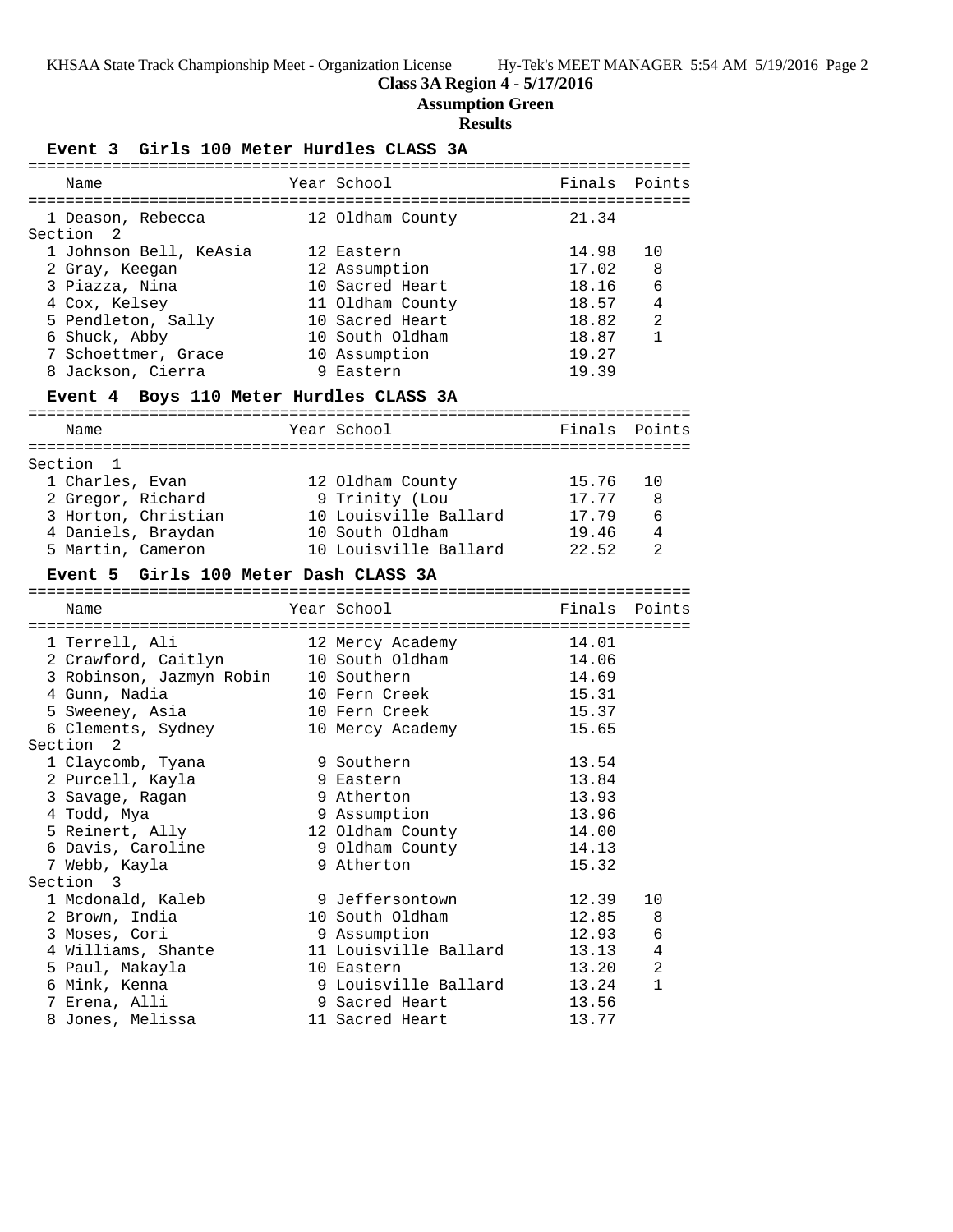**Class 3A Region 4 - 5/17/2016**

**Assumption Green**

**Results**

### Event 3 Girls 100 Meter Hurdles CLASS 3A

| Name | Year | School | Finals | Points |
|---|---|---|---|---|
| 1 Deason, Rebecca | 12 | Oldham County | 21.34 | |
| **Section 2** | | | | |
| 1 Johnson Bell, KeAsia | 12 | Eastern | 14.98 | 10 |
| 2 Gray, Keegan | 12 | Assumption | 17.02 | 8 |
| 3 Piazza, Nina | 10 | Sacred Heart | 18.16 | 6 |
| 4 Cox, Kelsey | 11 | Oldham County | 18.57 | 4 |
| 5 Pendleton, Sally | 10 | Sacred Heart | 18.82 | 2 |
| 6 Shuck, Abby | 10 | South Oldham | 18.87 | 1 |
| 7 Schoettmer, Grace | 10 | Assumption | 19.27 | |
| 8 Jackson, Cierra | 9 | Eastern | 19.39 | |

### Event 4 Boys 110 Meter Hurdles CLASS 3A

| Name | Year | School | Finals | Points |
|---|---|---|---|---|
| **Section 1** | | | | |
| 1 Charles, Evan | 12 | Oldham County | 15.76 | 10 |
| 2 Gregor, Richard | 9 | Trinity (Lou | 17.77 | 8 |
| 3 Horton, Christian | 10 | Louisville Ballard | 17.79 | 6 |
| 4 Daniels, Braydan | 10 | South Oldham | 19.46 | 4 |
| 5 Martin, Cameron | 10 | Louisville Ballard | 22.52 | 2 |

### Event 5 Girls 100 Meter Dash CLASS 3A

| Name | Year | School | Finals | Points |
|---|---|---|---|---|
| 1 Terrell, Ali | 12 | Mercy Academy | 14.01 | |
| 2 Crawford, Caitlyn | 10 | South Oldham | 14.06 | |
| 3 Robinson, Jazmyn Robin | 10 | Southern | 14.69 | |
| 4 Gunn, Nadia | 10 | Fern Creek | 15.31 | |
| 5 Sweeney, Asia | 10 | Fern Creek | 15.37 | |
| 6 Clements, Sydney | 10 | Mercy Academy | 15.65 | |
| **Section 2** | | | | |
| 1 Claycomb, Tyana | 9 | Southern | 13.54 | |
| 2 Purcell, Kayla | 9 | Eastern | 13.84 | |
| 3 Savage, Ragan | 9 | Atherton | 13.93 | |
| 4 Todd, Mya | 9 | Assumption | 13.96 | |
| 5 Reinert, Ally | 12 | Oldham County | 14.00 | |
| 6 Davis, Caroline | 9 | Oldham County | 14.13 | |
| 7 Webb, Kayla | 9 | Atherton | 15.32 | |
| **Section 3** | | | | |
| 1 Mcdonald, Kaleb | 9 | Jeffersontown | 12.39 | 10 |
| 2 Brown, India | 10 | South Oldham | 12.85 | 8 |
| 3 Moses, Cori | 9 | Assumption | 12.93 | 6 |
| 4 Williams, Shante | 11 | Louisville Ballard | 13.13 | 4 |
| 5 Paul, Makayla | 10 | Eastern | 13.20 | 2 |
| 6 Mink, Kenna | 9 | Louisville Ballard | 13.24 | 1 |
| 7 Erena, Alli | 9 | Sacred Heart | 13.56 | |
| 8 Jones, Melissa | 11 | Sacred Heart | 13.77 | |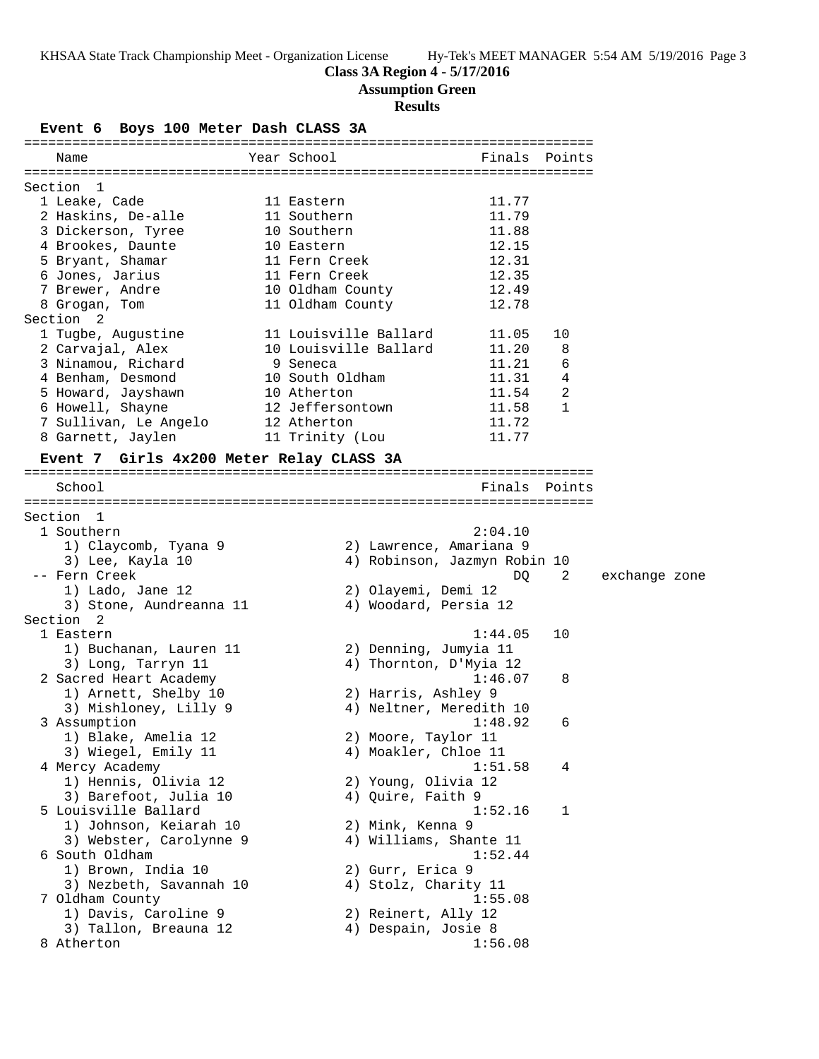**Class 3A Region 4 - 5/17/2016**

**Assumption Green**

**Results**

### Event 6 Boys 100 Meter Dash CLASS 3A

| Name | Year | School | Finals | Points |
|---|---|---|---|---|
| **Section 1** | | | | |
| 1 Leake, Cade | 11 | Eastern | 11.77 | |
| 2 Haskins, De-alle | 11 | Southern | 11.79 | |
| 3 Dickerson, Tyree | 10 | Southern | 11.88 | |
| 4 Brookes, Daunte | 10 | Eastern | 12.15 | |
| 5 Bryant, Shamar | 11 | Fern Creek | 12.31 | |
| 6 Jones, Jarius | 11 | Fern Creek | 12.35 | |
| 7 Brewer, Andre | 10 | Oldham County | 12.49 | |
| 8 Grogan, Tom | 11 | Oldham County | 12.78 | |
| **Section 2** | | | | |
| 1 Tugbe, Augustine | 11 | Louisville Ballard | 11.05 | 10 |
| 2 Carvajal, Alex | 10 | Louisville Ballard | 11.20 | 8 |
| 3 Ninamou, Richard | 9 | Seneca | 11.21 | 6 |
| 4 Benham, Desmond | 10 | South Oldham | 11.31 | 4 |
| 5 Howard, Jayshawn | 10 | Atherton | 11.54 | 2 |
| 6 Howell, Shayne | 12 | Jeffersontown | 11.58 | 1 |
| 7 Sullivan, Le Angelo | 12 | Atherton | 11.72 | |
| 8 Garnett, Jaylen | 11 | Trinity (Lou | 11.77 | |

### Event 7 Girls 4x200 Meter Relay CLASS 3A

| School | Finals | Points | |
|---|---|---|---|
| **Section 1** | | | |
| 1 Southern | 2:04.10 | | |
| 1) Claycomb, Tyana 9; 2) Lawrence, Amariana 9; 3) Lee, Kayla 10; 4) Robinson, Jazmyn Robin 10 | | | |
| -- Fern Creek | DQ | 2 | exchange zone |
| 1) Lado, Jane 12; 2) Olayemi, Demi 12; 3) Stone, Aundreanna 11; 4) Woodard, Persia 12 | | | |
| **Section 2** | | | |
| 1 Eastern | 1:44.05 | 10 | |
| 1) Buchanan, Lauren 11; 2) Denning, Jumyia 11; 3) Long, Tarryn 11; 4) Thornton, D'Myia 12 | | | |
| 2 Sacred Heart Academy | 1:46.07 | 8 | |
| 1) Arnett, Shelby 10; 2) Harris, Ashley 9; 3) Mishloney, Lilly 9; 4) Neltner, Meredith 10 | | | |
| 3 Assumption | 1:48.92 | 6 | |
| 1) Blake, Amelia 12; 2) Moore, Taylor 11; 3) Wiegel, Emily 11; 4) Moakler, Chloe 11 | | | |
| 4 Mercy Academy | 1:51.58 | 4 | |
| 1) Hennis, Olivia 12; 2) Young, Olivia 12; 3) Barefoot, Julia 10; 4) Quire, Faith 9 | | | |
| 5 Louisville Ballard | 1:52.16 | 1 | |
| 1) Johnson, Keiarah 10; 2) Mink, Kenna 9; 3) Webster, Carolynne 9; 4) Williams, Shante 11 | | | |
| 6 South Oldham | 1:52.44 | | |
| 1) Brown, India 10; 2) Gurr, Erica 9; 3) Nezbeth, Savannah 10; 4) Stolz, Charity 11 | | | |
| 7 Oldham County | 1:55.08 | | |
| 1) Davis, Caroline 9; 2) Reinert, Ally 12; 3) Tallon, Breauna 12; 4) Despain, Josie 8 | | | |
| 8 Atherton | 1:56.08 | | |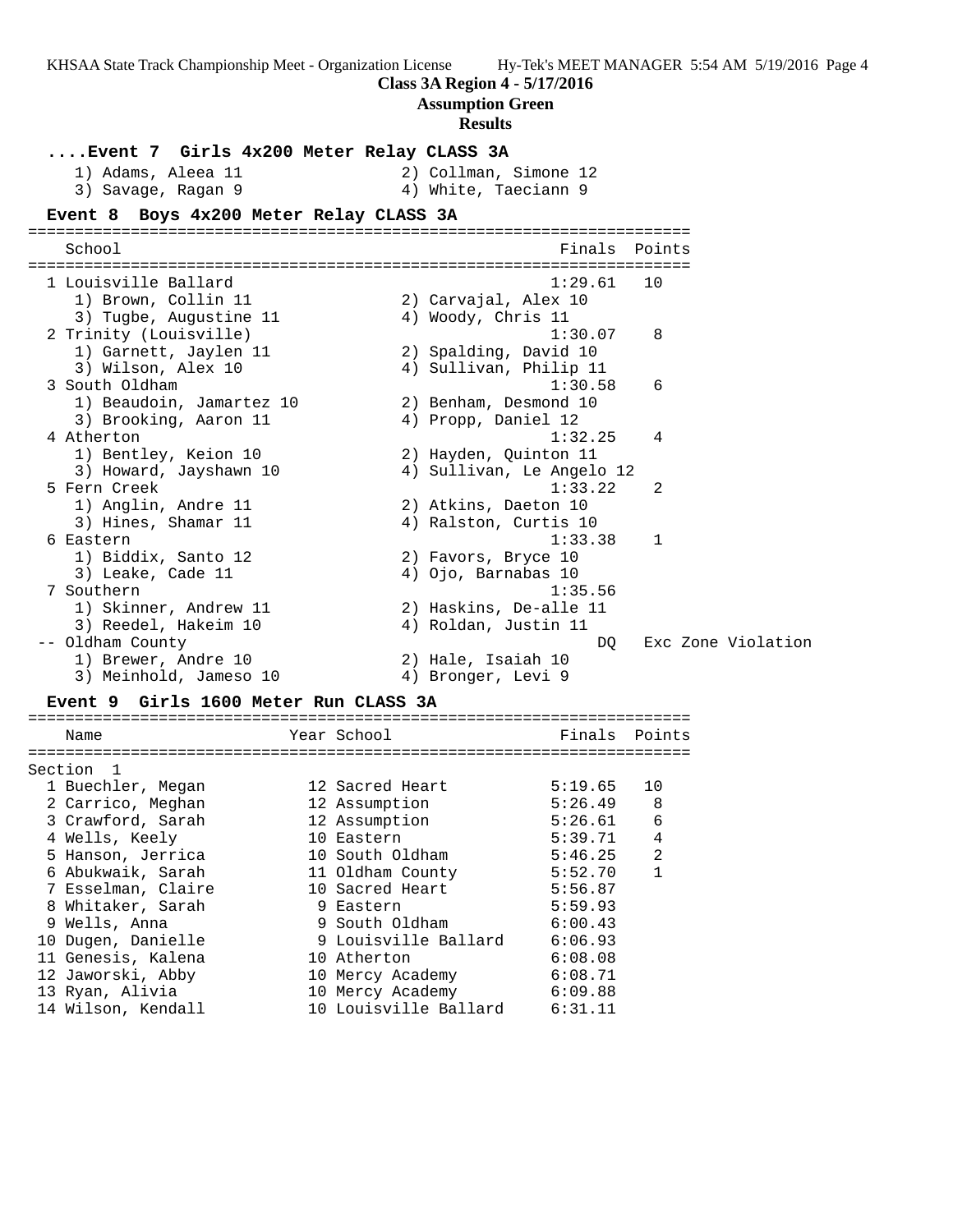**Class 3A Region 4 - 5/17/2016**

**Assumption Green**

**Results**

### ....Event 7 Girls 4x200 Meter Relay CLASS 3A

1) Adams, Aleea 11 2) Collman, Simone 12
3) Savage, Ragan 9 4) White, Taeciann 9

### Event 8 Boys 4x200 Meter Relay CLASS 3A

| | School | Finals | Points |
|---|---|---|---|
| 1 | Louisville Ballard | 1:29.61 | 10 |
| | 1) Brown, Collin 11; 2) Carvajal, Alex 10; 3) Tugbe, Augustine 11; 4) Woody, Chris 11 | | |
| 2 | Trinity (Louisville) | 1:30.07 | 8 |
| | 1) Garnett, Jaylen 11; 2) Spalding, David 10; 3) Wilson, Alex 10; 4) Sullivan, Philip 11 | | |
| 3 | South Oldham | 1:30.58 | 6 |
| | 1) Beaudoin, Jamartez 10; 2) Benham, Desmond 10; 3) Brooking, Aaron 11; 4) Propp, Daniel 12 | | |
| 4 | Atherton | 1:32.25 | 4 |
| | 1) Bentley, Keion 10; 2) Hayden, Quinton 11; 3) Howard, Jayshawn 10; 4) Sullivan, Le Angelo 12 | | |
| 5 | Fern Creek | 1:33.22 | 2 |
| | 1) Anglin, Andre 11; 2) Atkins, Daeton 10; 3) Hines, Shamar 11; 4) Ralston, Curtis 10 | | |
| 6 | Eastern | 1:33.38 | 1 |
| | 1) Biddix, Santo 12; 2) Favors, Bryce 10; 3) Leake, Cade 11; 4) Ojo, Barnabas 10 | | |
| 7 | Southern | 1:35.56 | |
| | 1) Skinner, Andrew 11; 2) Haskins, De-alle 11; 3) Reedel, Hakeim 10; 4) Roldan, Justin 11 | | |
| -- | Oldham County | DQ | Exc Zone Violation |
| | 1) Brewer, Andre 10; 2) Hale, Isaiah 10; 3) Meinhold, Jameso 10; 4) Bronger, Levi 9 | | |

### Event 9 Girls 1600 Meter Run CLASS 3A

Section 1

| | Name | Year | School | Finals | Points |
|---|---|---|---|---|---|
| 1 | Buechler, Megan | 12 | Sacred Heart | 5:19.65 | 10 |
| 2 | Carrico, Meghan | 12 | Assumption | 5:26.49 | 8 |
| 3 | Crawford, Sarah | 12 | Assumption | 5:26.61 | 6 |
| 4 | Wells, Keely | 10 | Eastern | 5:39.71 | 4 |
| 5 | Hanson, Jerrica | 10 | South Oldham | 5:46.25 | 2 |
| 6 | Abukwaik, Sarah | 11 | Oldham County | 5:52.70 | 1 |
| 7 | Esselman, Claire | 10 | Sacred Heart | 5:56.87 | |
| 8 | Whitaker, Sarah | 9 | Eastern | 5:59.93 | |
| 9 | Wells, Anna | 9 | South Oldham | 6:00.43 | |
| 10 | Dugen, Danielle | 9 | Louisville Ballard | 6:06.93 | |
| 11 | Genesis, Kalena | 10 | Atherton | 6:08.08 | |
| 12 | Jaworski, Abby | 10 | Mercy Academy | 6:08.71 | |
| 13 | Ryan, Alivia | 10 | Mercy Academy | 6:09.88 | |
| 14 | Wilson, Kendall | 10 | Louisville Ballard | 6:31.11 | |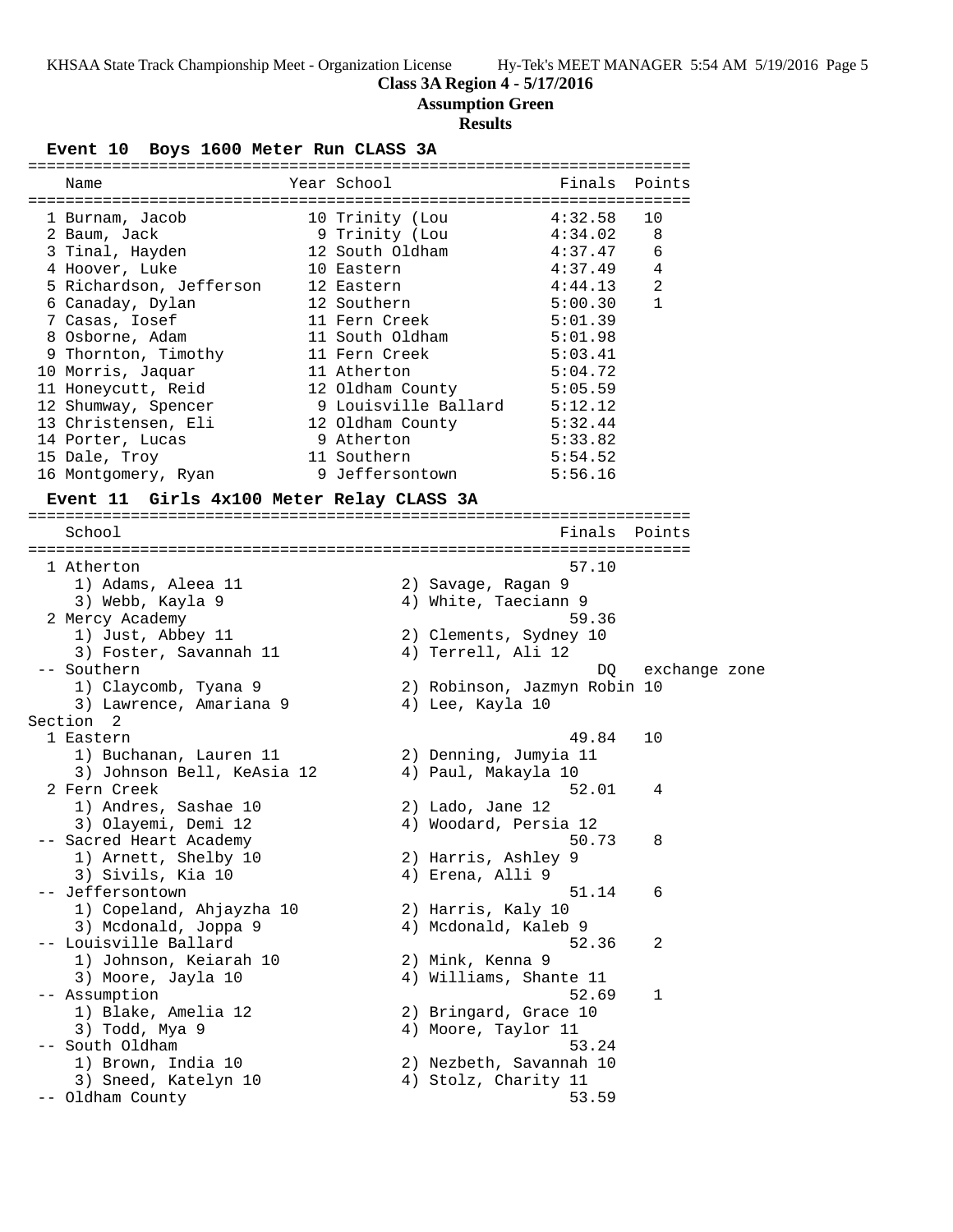**Class 3A Region 4 - 5/17/2016**

**Assumption Green**

**Results**

### Event 10 Boys 1600 Meter Run CLASS 3A

| Name | Year | School | Finals | Points |
|---|---|---|---|---|
| 1 Burnam, Jacob | 10 | Trinity (Lou | 4:32.58 | 10 |
| 2 Baum, Jack | 9 | Trinity (Lou | 4:34.02 | 8 |
| 3 Tinal, Hayden | 12 | South Oldham | 4:37.47 | 6 |
| 4 Hoover, Luke | 10 | Eastern | 4:37.49 | 4 |
| 5 Richardson, Jefferson | 12 | Eastern | 4:44.13 | 2 |
| 6 Canaday, Dylan | 12 | Southern | 5:00.30 | 1 |
| 7 Casas, Iosef | 11 | Fern Creek | 5:01.39 | |
| 8 Osborne, Adam | 11 | South Oldham | 5:01.98 | |
| 9 Thornton, Timothy | 11 | Fern Creek | 5:03.41 | |
| 10 Morris, Jaquar | 11 | Atherton | 5:04.72 | |
| 11 Honeycutt, Reid | 12 | Oldham County | 5:05.59 | |
| 12 Shumway, Spencer | 9 | Louisville Ballard | 5:12.12 | |
| 13 Christensen, Eli | 12 | Oldham County | 5:32.44 | |
| 14 Porter, Lucas | 9 | Atherton | 5:33.82 | |
| 15 Dale, Troy | 11 | Southern | 5:54.52 | |
| 16 Montgomery, Ryan | 9 | Jeffersontown | 5:56.16 | |

### Event 11 Girls 4x100 Meter Relay CLASS 3A

| School | Finals | Points |
|---|---|---|
| 1 Atherton | 57.10 | |
| 1) Adams, Aleea 11; 2) Savage, Ragan 9; 3) Webb, Kayla 9; 4) White, Taeciann 9 | | |
| 2 Mercy Academy | 59.36 | |
| 1) Just, Abbey 11; 2) Clements, Sydney 10; 3) Foster, Savannah 11; 4) Terrell, Ali 12 | | |
| -- Southern | DQ | exchange zone |
| 1) Claycomb, Tyana 9; 2) Robinson, Jazmyn Robin 10; 3) Lawrence, Amariana 9; 4) Lee, Kayla 10 | | |
| **Section 2** | | |
| 1 Eastern | 49.84 | 10 |
| 1) Buchanan, Lauren 11; 2) Denning, Jumyia 11; 3) Johnson Bell, KeAsia 12; 4) Paul, Makayla 10 | | |
| 2 Fern Creek | 52.01 | 4 |
| 1) Andres, Sashae 10; 2) Lado, Jane 12; 3) Olayemi, Demi 12; 4) Woodard, Persia 12 | | |
| -- Sacred Heart Academy | 50.73 | 8 |
| 1) Arnett, Shelby 10; 2) Harris, Ashley 9; 3) Sivils, Kia 10; 4) Erena, Alli 9 | | |
| -- Jeffersontown | 51.14 | 6 |
| 1) Copeland, Ahjayzha 10; 2) Harris, Kaly 10; 3) Mcdonald, Joppa 9; 4) Mcdonald, Kaleb 9 | | |
| -- Louisville Ballard | 52.36 | 2 |
| 1) Johnson, Keiarah 10; 2) Mink, Kenna 9; 3) Moore, Jayla 10; 4) Williams, Shante 11 | | |
| -- Assumption | 52.69 | 1 |
| 1) Blake, Amelia 12; 2) Bringard, Grace 10; 3) Todd, Mya 9; 4) Moore, Taylor 11 | | |
| -- South Oldham | 53.24 | |
| 1) Brown, India 10; 2) Nezbeth, Savannah 10; 3) Sneed, Katelyn 10; 4) Stolz, Charity 11 | | |
| -- Oldham County | 53.59 | |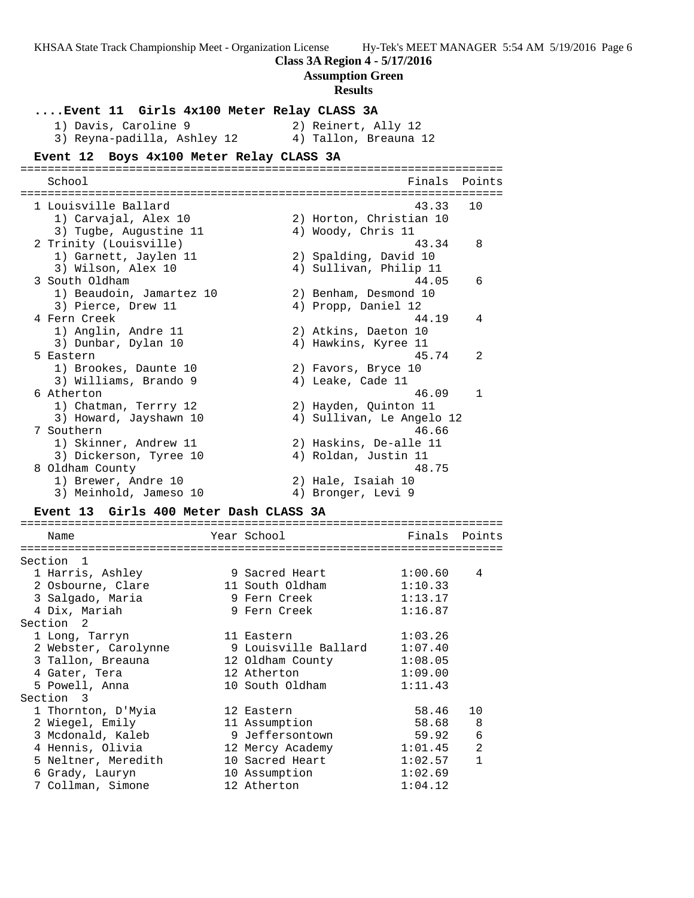**Class 3A Region 4 - 5/17/2016**

**Assumption Green**

**Results**

### ....Event 11 Girls 4x100 Meter Relay CLASS 3A

1) Davis, Caroline 9 2) Reinert, Ally 12
3) Reyna-padilla, Ashley 12 4) Tallon, Breauna 12

### Event 12 Boys 4x100 Meter Relay CLASS 3A

| | School | Finals | Points |
|---|---|---|---|
| 1 | Louisville Ballard | 43.33 | 10 |
| | 1) Carvajal, Alex 10; 2) Horton, Christian 10; 3) Tugbe, Augustine 11; 4) Woody, Chris 11 | | |
| 2 | Trinity (Louisville) | 43.34 | 8 |
| | 1) Garnett, Jaylen 11; 2) Spalding, David 10; 3) Wilson, Alex 10; 4) Sullivan, Philip 11 | | |
| 3 | South Oldham | 44.05 | 6 |
| | 1) Beaudoin, Jamartez 10; 2) Benham, Desmond 10; 3) Pierce, Drew 11; 4) Propp, Daniel 12 | | |
| 4 | Fern Creek | 44.19 | 4 |
| | 1) Anglin, Andre 11; 2) Atkins, Daeton 10; 3) Dunbar, Dylan 10; 4) Hawkins, Kyree 11 | | |
| 5 | Eastern | 45.74 | 2 |
| | 1) Brookes, Daunte 10; 2) Favors, Bryce 10; 3) Williams, Brando 9; 4) Leake, Cade 11 | | |
| 6 | Atherton | 46.09 | 1 |
| | 1) Chatman, Terrry 12; 2) Hayden, Quinton 11; 3) Howard, Jayshawn 10; 4) Sullivan, Le Angelo 12 | | |
| 7 | Southern | 46.66 | |
| | 1) Skinner, Andrew 11; 2) Haskins, De-alle 11; 3) Dickerson, Tyree 10; 4) Roldan, Justin 11 | | |
| 8 | Oldham County | 48.75 | |
| | 1) Brewer, Andre 10; 2) Hale, Isaiah 10; 3) Meinhold, Jameso 10; 4) Bronger, Levi 9 | | |

### Event 13 Girls 400 Meter Dash CLASS 3A

| | Name | Year | School | Finals | Points |
|---|---|---|---|---|---|
| **Section 1** | | | | | |
| 1 | Harris, Ashley | 9 | Sacred Heart | 1:00.60 | 4 |
| 2 | Osbourne, Clare | 11 | South Oldham | 1:10.33 | |
| 3 | Salgado, Maria | 9 | Fern Creek | 1:13.17 | |
| 4 | Dix, Mariah | 9 | Fern Creek | 1:16.87 | |
| **Section 2** | | | | | |
| 1 | Long, Tarryn | 11 | Eastern | 1:03.26 | |
| 2 | Webster, Carolynne | 9 | Louisville Ballard | 1:07.40 | |
| 3 | Tallon, Breauna | 12 | Oldham County | 1:08.05 | |
| 4 | Gater, Tera | 12 | Atherton | 1:09.00 | |
| 5 | Powell, Anna | 10 | South Oldham | 1:11.43 | |
| **Section 3** | | | | | |
| 1 | Thornton, D'Myia | 12 | Eastern | 58.46 | 10 |
| 2 | Wiegel, Emily | 11 | Assumption | 58.68 | 8 |
| 3 | Mcdonald, Kaleb | 9 | Jeffersontown | 59.92 | 6 |
| 4 | Hennis, Olivia | 12 | Mercy Academy | 1:01.45 | 2 |
| 5 | Neltner, Meredith | 10 | Sacred Heart | 1:02.57 | 1 |
| 6 | Grady, Lauryn | 10 | Assumption | 1:02.69 | |
| 7 | Collman, Simone | 12 | Atherton | 1:04.12 | |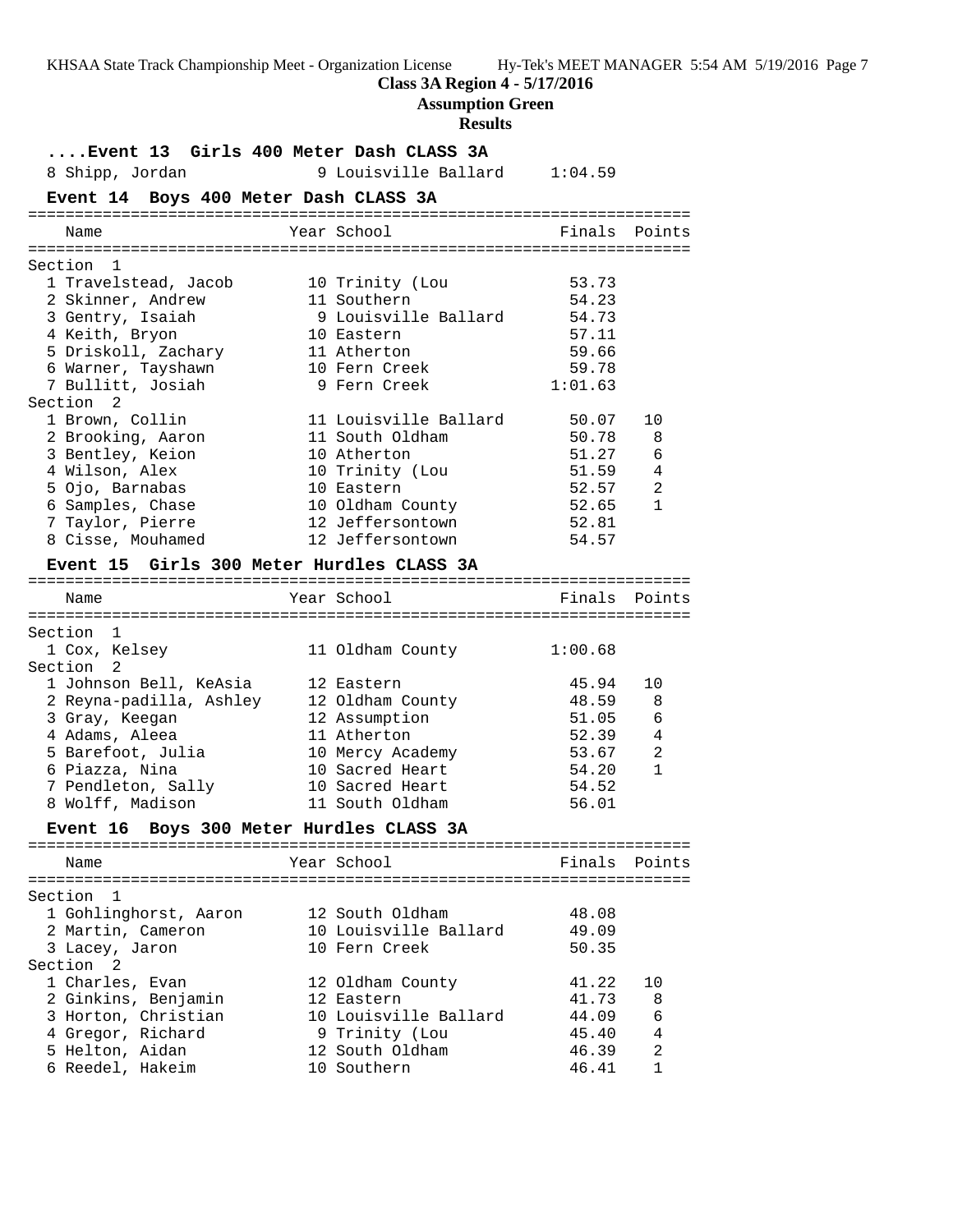**Class 3A Region 4 - 5/17/2016**

**Assumption Green**

**Results**

### ....Event 13 Girls 400 Meter Dash CLASS 3A

| Place | Name | Year | School | Finals | Points |
|---|---|---|---|---|---|
| 8 | Shipp, Jordan | 9 | Louisville Ballard | 1:04.59 | |

### Event 14 Boys 400 Meter Dash CLASS 3A

| Place | Name | Year | School | Finals | Points |
|---|---|---|---|---|---|
| **Section 1** | | | | | |
| 1 | Travelstead, Jacob | 10 | Trinity (Lou | 53.73 | |
| 2 | Skinner, Andrew | 11 | Southern | 54.23 | |
| 3 | Gentry, Isaiah | 9 | Louisville Ballard | 54.73 | |
| 4 | Keith, Bryon | 10 | Eastern | 57.11 | |
| 5 | Driskoll, Zachary | 11 | Atherton | 59.66 | |
| 6 | Warner, Tayshawn | 10 | Fern Creek | 59.78 | |
| 7 | Bullitt, Josiah | 9 | Fern Creek | 1:01.63 | |
| **Section 2** | | | | | |
| 1 | Brown, Collin | 11 | Louisville Ballard | 50.07 | 10 |
| 2 | Brooking, Aaron | 11 | South Oldham | 50.78 | 8 |
| 3 | Bentley, Keion | 10 | Atherton | 51.27 | 6 |
| 4 | Wilson, Alex | 10 | Trinity (Lou | 51.59 | 4 |
| 5 | Ojo, Barnabas | 10 | Eastern | 52.57 | 2 |
| 6 | Samples, Chase | 10 | Oldham County | 52.65 | 1 |
| 7 | Taylor, Pierre | 12 | Jeffersontown | 52.81 | |
| 8 | Cisse, Mouhamed | 12 | Jeffersontown | 54.57 | |

### Event 15 Girls 300 Meter Hurdles CLASS 3A

| Place | Name | Year | School | Finals | Points |
|---|---|---|---|---|---|
| **Section 1** | | | | | |
| 1 | Cox, Kelsey | 11 | Oldham County | 1:00.68 | |
| **Section 2** | | | | | |
| 1 | Johnson Bell, KeAsia | 12 | Eastern | 45.94 | 10 |
| 2 | Reyna-padilla, Ashley | 12 | Oldham County | 48.59 | 8 |
| 3 | Gray, Keegan | 12 | Assumption | 51.05 | 6 |
| 4 | Adams, Aleea | 11 | Atherton | 52.39 | 4 |
| 5 | Barefoot, Julia | 10 | Mercy Academy | 53.67 | 2 |
| 6 | Piazza, Nina | 10 | Sacred Heart | 54.20 | 1 |
| 7 | Pendleton, Sally | 10 | Sacred Heart | 54.52 | |
| 8 | Wolff, Madison | 11 | South Oldham | 56.01 | |

### Event 16 Boys 300 Meter Hurdles CLASS 3A

| Place | Name | Year | School | Finals | Points |
|---|---|---|---|---|---|
| **Section 1** | | | | | |
| 1 | Gohlinghorst, Aaron | 12 | South Oldham | 48.08 | |
| 2 | Martin, Cameron | 10 | Louisville Ballard | 49.09 | |
| 3 | Lacey, Jaron | 10 | Fern Creek | 50.35 | |
| **Section 2** | | | | | |
| 1 | Charles, Evan | 12 | Oldham County | 41.22 | 10 |
| 2 | Ginkins, Benjamin | 12 | Eastern | 41.73 | 8 |
| 3 | Horton, Christian | 10 | Louisville Ballard | 44.09 | 6 |
| 4 | Gregor, Richard | 9 | Trinity (Lou | 45.40 | 4 |
| 5 | Helton, Aidan | 12 | South Oldham | 46.39 | 2 |
| 6 | Reedel, Hakeim | 10 | Southern | 46.41 | 1 |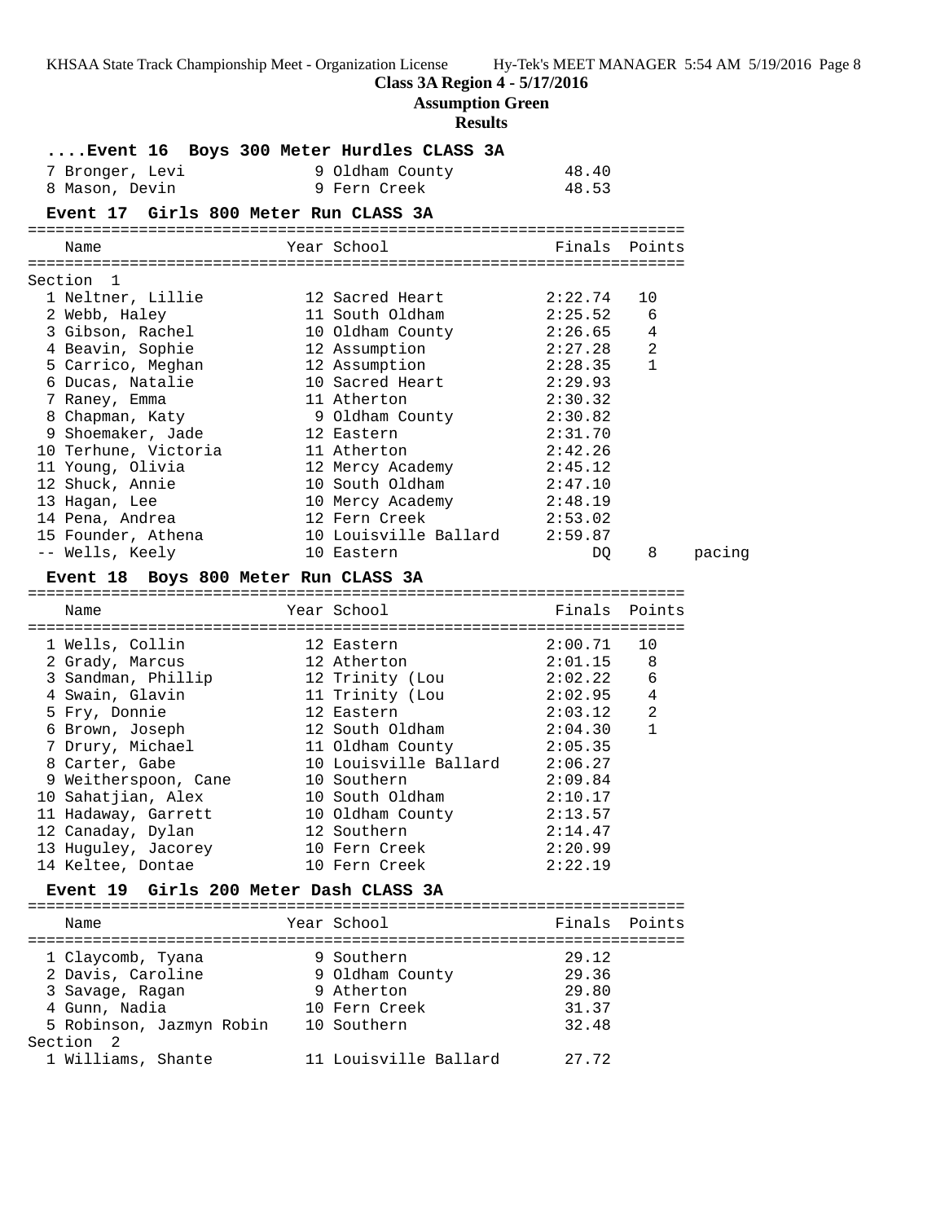**Class 3A Region 4 - 5/17/2016**

**Assumption Green**

**Results**

### ....Event 16 Boys 300 Meter Hurdles CLASS 3A

| Name | Year | School | Finals | Points |
|---|---|---|---|---|
| 7 Bronger, Levi | 9 | Oldham County | 48.40 | |
| 8 Mason, Devin | 9 | Fern Creek | 48.53 | |

### Event 17 Girls 800 Meter Run CLASS 3A

| Name | Year | School | Finals | Points | |
|---|---|---|---|---|---|
| Section 1 | | | | | |
| 1 Neltner, Lillie | 12 | Sacred Heart | 2:22.74 | 10 | |
| 2 Webb, Haley | 11 | South Oldham | 2:25.52 | 6 | |
| 3 Gibson, Rachel | 10 | Oldham County | 2:26.65 | 4 | |
| 4 Beavin, Sophie | 12 | Assumption | 2:27.28 | 2 | |
| 5 Carrico, Meghan | 12 | Assumption | 2:28.35 | 1 | |
| 6 Ducas, Natalie | 10 | Sacred Heart | 2:29.93 | | |
| 7 Raney, Emma | 11 | Atherton | 2:30.32 | | |
| 8 Chapman, Katy | 9 | Oldham County | 2:30.82 | | |
| 9 Shoemaker, Jade | 12 | Eastern | 2:31.70 | | |
| 10 Terhune, Victoria | 11 | Atherton | 2:42.26 | | |
| 11 Young, Olivia | 12 | Mercy Academy | 2:45.12 | | |
| 12 Shuck, Annie | 10 | South Oldham | 2:47.10 | | |
| 13 Hagan, Lee | 10 | Mercy Academy | 2:48.19 | | |
| 14 Pena, Andrea | 12 | Fern Creek | 2:53.02 | | |
| 15 Founder, Athena | 10 | Louisville Ballard | 2:59.87 | | |
| -- Wells, Keely | 10 | Eastern | DQ | 8 | pacing |

### Event 18 Boys 800 Meter Run CLASS 3A

| Name | Year | School | Finals | Points |
|---|---|---|---|---|
| 1 Wells, Collin | 12 | Eastern | 2:00.71 | 10 |
| 2 Grady, Marcus | 12 | Atherton | 2:01.15 | 8 |
| 3 Sandman, Phillip | 12 | Trinity (Lou | 2:02.22 | 6 |
| 4 Swain, Glavin | 11 | Trinity (Lou | 2:02.95 | 4 |
| 5 Fry, Donnie | 12 | Eastern | 2:03.12 | 2 |
| 6 Brown, Joseph | 12 | South Oldham | 2:04.30 | 1 |
| 7 Drury, Michael | 11 | Oldham County | 2:05.35 | |
| 8 Carter, Gabe | 10 | Louisville Ballard | 2:06.27 | |
| 9 Weitherspoon, Cane | 10 | Southern | 2:09.84 | |
| 10 Sahatjian, Alex | 10 | South Oldham | 2:10.17 | |
| 11 Hadaway, Garrett | 10 | Oldham County | 2:13.57 | |
| 12 Canaday, Dylan | 12 | Southern | 2:14.47 | |
| 13 Huguley, Jacorey | 10 | Fern Creek | 2:20.99 | |
| 14 Keltee, Dontae | 10 | Fern Creek | 2:22.19 | |

### Event 19 Girls 200 Meter Dash CLASS 3A

| Name | Year | School | Finals | Points |
|---|---|---|---|---|
| 1 Claycomb, Tyana | 9 | Southern | 29.12 | |
| 2 Davis, Caroline | 9 | Oldham County | 29.36 | |
| 3 Savage, Ragan | 9 | Atherton | 29.80 | |
| 4 Gunn, Nadia | 10 | Fern Creek | 31.37 | |
| 5 Robinson, Jazmyn Robin | 10 | Southern | 32.48 | |
| Section 2 | | | | |
| 1 Williams, Shante | 11 | Louisville Ballard | 27.72 | |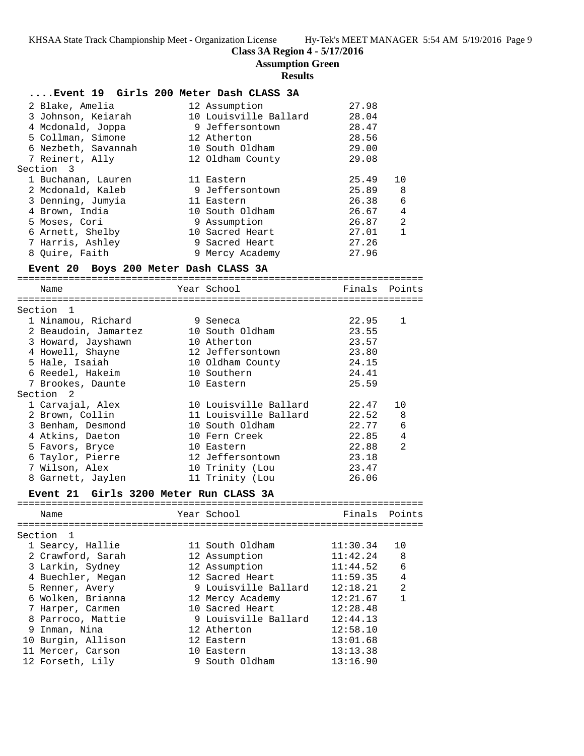**Class 3A Region 4 - 5/17/2016**

**Assumption Green**

**Results**

### ....Event 19 Girls 200 Meter Dash CLASS 3A

| Place | Name | Year | School | Finals | Points |
|---|---|---|---|---|---|
| 2 | Blake, Amelia | 12 | Assumption | 27.98 | |
| 3 | Johnson, Keiarah | 10 | Louisville Ballard | 28.04 | |
| 4 | Mcdonald, Joppa | 9 | Jeffersontown | 28.47 | |
| 5 | Collman, Simone | 12 | Atherton | 28.56 | |
| 6 | Nezbeth, Savannah | 10 | South Oldham | 29.00 | |
| 7 | Reinert, Ally | 12 | Oldham County | 29.08 | |
| **Section 3** | | | | | |
| 1 | Buchanan, Lauren | 11 | Eastern | 25.49 | 10 |
| 2 | Mcdonald, Kaleb | 9 | Jeffersontown | 25.89 | 8 |
| 3 | Denning, Jumyia | 11 | Eastern | 26.38 | 6 |
| 4 | Brown, India | 10 | South Oldham | 26.67 | 4 |
| 5 | Moses, Cori | 9 | Assumption | 26.87 | 2 |
| 6 | Arnett, Shelby | 10 | Sacred Heart | 27.01 | 1 |
| 7 | Harris, Ashley | 9 | Sacred Heart | 27.26 | |
| 8 | Quire, Faith | 9 | Mercy Academy | 27.96 | |

### Event 20 Boys 200 Meter Dash CLASS 3A

| Place | Name | Year | School | Finals | Points |
|---|---|---|---|---|---|
| **Section 1** | | | | | |
| 1 | Ninamou, Richard | 9 | Seneca | 22.95 | 1 |
| 2 | Beaudoin, Jamartez | 10 | South Oldham | 23.55 | |
| 3 | Howard, Jayshawn | 10 | Atherton | 23.57 | |
| 4 | Howell, Shayne | 12 | Jeffersontown | 23.80 | |
| 5 | Hale, Isaiah | 10 | Oldham County | 24.15 | |
| 6 | Reedel, Hakeim | 10 | Southern | 24.41 | |
| 7 | Brookes, Daunte | 10 | Eastern | 25.59 | |
| **Section 2** | | | | | |
| 1 | Carvajal, Alex | 10 | Louisville Ballard | 22.47 | 10 |
| 2 | Brown, Collin | 11 | Louisville Ballard | 22.52 | 8 |
| 3 | Benham, Desmond | 10 | South Oldham | 22.77 | 6 |
| 4 | Atkins, Daeton | 10 | Fern Creek | 22.85 | 4 |
| 5 | Favors, Bryce | 10 | Eastern | 22.88 | 2 |
| 6 | Taylor, Pierre | 12 | Jeffersontown | 23.18 | |
| 7 | Wilson, Alex | 10 | Trinity (Lou | 23.47 | |
| 8 | Garnett, Jaylen | 11 | Trinity (Lou | 26.06 | |

### Event 21 Girls 3200 Meter Run CLASS 3A

| Place | Name | Year | School | Finals | Points |
|---|---|---|---|---|---|
| **Section 1** | | | | | |
| 1 | Searcy, Hallie | 11 | South Oldham | 11:30.34 | 10 |
| 2 | Crawford, Sarah | 12 | Assumption | 11:42.24 | 8 |
| 3 | Larkin, Sydney | 12 | Assumption | 11:44.52 | 6 |
| 4 | Buechler, Megan | 12 | Sacred Heart | 11:59.35 | 4 |
| 5 | Renner, Avery | 9 | Louisville Ballard | 12:18.21 | 2 |
| 6 | Wolken, Brianna | 12 | Mercy Academy | 12:21.67 | 1 |
| 7 | Harper, Carmen | 10 | Sacred Heart | 12:28.48 | |
| 8 | Parroco, Mattie | 9 | Louisville Ballard | 12:44.13 | |
| 9 | Inman, Nina | 12 | Atherton | 12:58.10 | |
| 10 | Burgin, Allison | 12 | Eastern | 13:01.68 | |
| 11 | Mercer, Carson | 10 | Eastern | 13:13.38 | |
| 12 | Forseth, Lily | 9 | South Oldham | 13:16.90 | |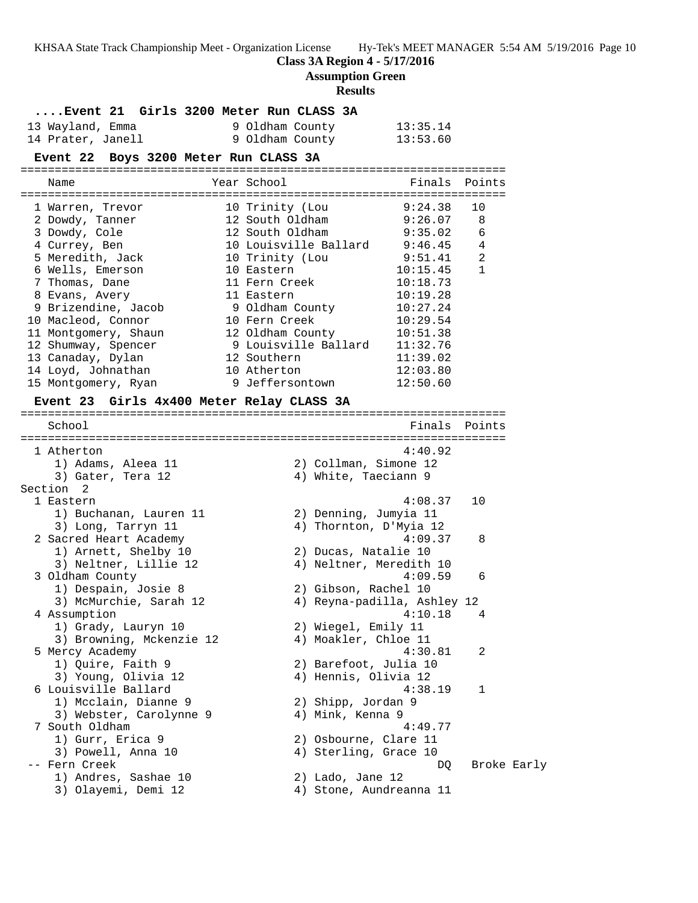**Class 3A Region 4 - 5/17/2016**

**Assumption Green**

**Results**

### ....Event 21 Girls 3200 Meter Run CLASS 3A

| Place | Name | Year | School | Finals | Points |
|---|---|---|---|---|---|
| 13 | Wayland, Emma | 9 | Oldham County | 13:35.14 | |
| 14 | Prater, Janell | 9 | Oldham County | 13:53.60 | |

### Event 22 Boys 3200 Meter Run CLASS 3A

| Place | Name | Year | School | Finals | Points |
|---|---|---|---|---|---|
| 1 | Warren, Trevor | 10 | Trinity (Lou | 9:24.38 | 10 |
| 2 | Dowdy, Tanner | 12 | South Oldham | 9:26.07 | 8 |
| 3 | Dowdy, Cole | 12 | South Oldham | 9:35.02 | 6 |
| 4 | Currey, Ben | 10 | Louisville Ballard | 9:46.45 | 4 |
| 5 | Meredith, Jack | 10 | Trinity (Lou | 9:51.41 | 2 |
| 6 | Wells, Emerson | 10 | Eastern | 10:15.45 | 1 |
| 7 | Thomas, Dane | 11 | Fern Creek | 10:18.73 | |
| 8 | Evans, Avery | 11 | Eastern | 10:19.28 | |
| 9 | Brizendine, Jacob | 9 | Oldham County | 10:27.24 | |
| 10 | Macleod, Connor | 10 | Fern Creek | 10:29.54 | |
| 11 | Montgomery, Shaun | 12 | Oldham County | 10:51.38 | |
| 12 | Shumway, Spencer | 9 | Louisville Ballard | 11:32.76 | |
| 13 | Canaday, Dylan | 12 | Southern | 11:39.02 | |
| 14 | Loyd, Johnathan | 10 | Atherton | 12:03.80 | |
| 15 | Montgomery, Ryan | 9 | Jeffersontown | 12:50.60 | |

### Event 23 Girls 4x400 Meter Relay CLASS 3A

| Place | School | Finals | Points |
|---|---|---|---|
| 1 | Atherton | 4:40.92 | |
| | 1) Adams, Aleea 11; 2) Collman, Simone 12; 3) Gater, Tera 12; 4) White, Taeciann 9 | | |
| **Section 2** | | | |
| 1 | Eastern | 4:08.37 | 10 |
| | 1) Buchanan, Lauren 11; 2) Denning, Jumyia 11; 3) Long, Tarryn 11; 4) Thornton, D'Myia 12 | | |
| 2 | Sacred Heart Academy | 4:09.37 | 8 |
| | 1) Arnett, Shelby 10; 2) Ducas, Natalie 10; 3) Neltner, Lillie 12; 4) Neltner, Meredith 10 | | |
| 3 | Oldham County | 4:09.59 | 6 |
| | 1) Despain, Josie 8; 2) Gibson, Rachel 10; 3) McMurchie, Sarah 12; 4) Reyna-padilla, Ashley 12 | | |
| 4 | Assumption | 4:10.18 | 4 |
| | 1) Grady, Lauryn 10; 2) Wiegel, Emily 11; 3) Browning, Mckenzie 12; 4) Moakler, Chloe 11 | | |
| 5 | Mercy Academy | 4:30.81 | 2 |
| | 1) Quire, Faith 9; 2) Barefoot, Julia 10; 3) Young, Olivia 12; 4) Hennis, Olivia 12 | | |
| 6 | Louisville Ballard | 4:38.19 | 1 |
| | 1) Mcclain, Dianne 9; 2) Shipp, Jordan 9; 3) Webster, Carolynne 9; 4) Mink, Kenna 9 | | |
| 7 | South Oldham | 4:49.77 | |
| | 1) Gurr, Erica 9; 2) Osbourne, Clare 11; 3) Powell, Anna 10; 4) Sterling, Grace 10 | | |
| -- | Fern Creek | DQ | Broke Early |
| | 1) Andres, Sashae 10; 2) Lado, Jane 12; 3) Olayemi, Demi 12; 4) Stone, Aundreanna 11 | | |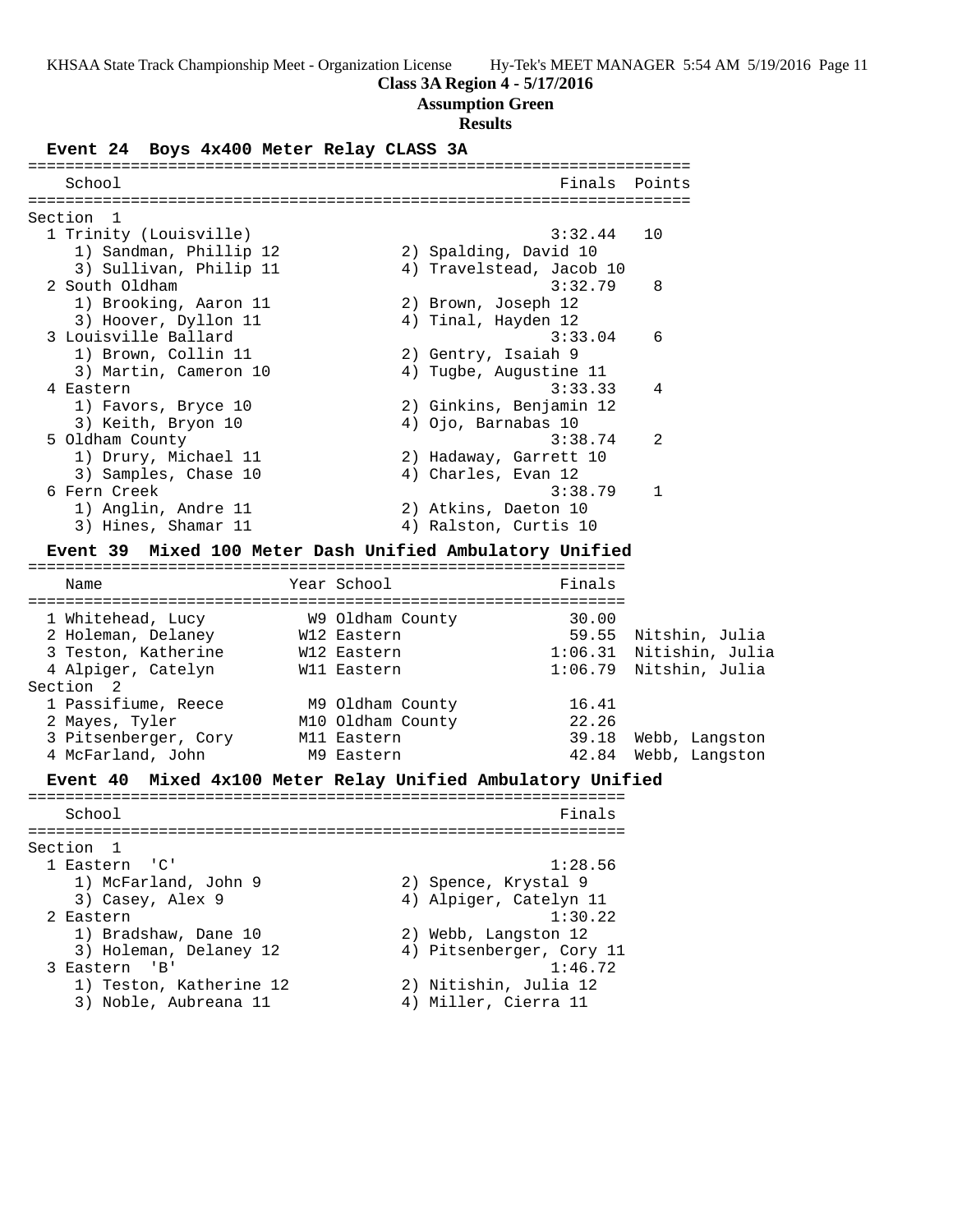**Class 3A Region 4 - 5/17/2016**

**Assumption Green**

**Results**

### Event 24 Boys 4x400 Meter Relay CLASS 3A

| School | Finals | Points |
|---|---|---|
| **Section 1** | | |
| 1 Trinity (Louisville) | 3:32.44 | 10 |
| 1) Sandman, Phillip 12; 2) Spalding, David 10; 3) Sullivan, Philip 11; 4) Travelstead, Jacob 10 | | |
| 2 South Oldham | 3:32.79 | 8 |
| 1) Brooking, Aaron 11; 2) Brown, Joseph 12; 3) Hoover, Dyllon 11; 4) Tinal, Hayden 12 | | |
| 3 Louisville Ballard | 3:33.04 | 6 |
| 1) Brown, Collin 11; 2) Gentry, Isaiah 9; 3) Martin, Cameron 10; 4) Tugbe, Augustine 11 | | |
| 4 Eastern | 3:33.33 | 4 |
| 1) Favors, Bryce 10; 2) Ginkins, Benjamin 12; 3) Keith, Bryon 10; 4) Ojo, Barnabas 10 | | |
| 5 Oldham County | 3:38.74 | 2 |
| 1) Drury, Michael 11; 2) Hadaway, Garrett 10; 3) Samples, Chase 10; 4) Charles, Evan 12 | | |
| 6 Fern Creek | 3:38.79 | 1 |
| 1) Anglin, Andre 11; 2) Atkins, Daeton 10; 3) Hines, Shamar 11; 4) Ralston, Curtis 10 | | |

### Event 39 Mixed 100 Meter Dash Unified Ambulatory Unified

| Name | Year | School | Finals | |
|---|---|---|---|---|
| 1 Whitehead, Lucy | W9 | Oldham County | 30.00 | |
| 2 Holeman, Delaney | W12 | Eastern | 59.55 | Nitshin, Julia |
| 3 Teston, Katherine | W12 | Eastern | 1:06.31 | Nitishin, Julia |
| 4 Alpiger, Catelyn | W11 | Eastern | 1:06.79 | Nitshin, Julia |
| **Section 2** | | | | |
| 1 Passifiume, Reece | M9 | Oldham County | 16.41 | |
| 2 Mayes, Tyler | M10 | Oldham County | 22.26 | |
| 3 Pitsenberger, Cory | M11 | Eastern | 39.18 | Webb, Langston |
| 4 McFarland, John | M9 | Eastern | 42.84 | Webb, Langston |

### Event 40 Mixed 4x100 Meter Relay Unified Ambulatory Unified

| School | Finals |
|---|---|
| **Section 1** | |
| 1 Eastern 'C' | 1:28.56 |
| 1) McFarland, John 9; 2) Spence, Krystal 9; 3) Casey, Alex 9; 4) Alpiger, Catelyn 11 | |
| 2 Eastern | 1:30.22 |
| 1) Bradshaw, Dane 10; 2) Webb, Langston 12; 3) Holeman, Delaney 12; 4) Pitsenberger, Cory 11 | |
| 3 Eastern 'B' | 1:46.72 |
| 1) Teston, Katherine 12; 2) Nitishin, Julia 12; 3) Noble, Aubreana 11; 4) Miller, Cierra 11 | |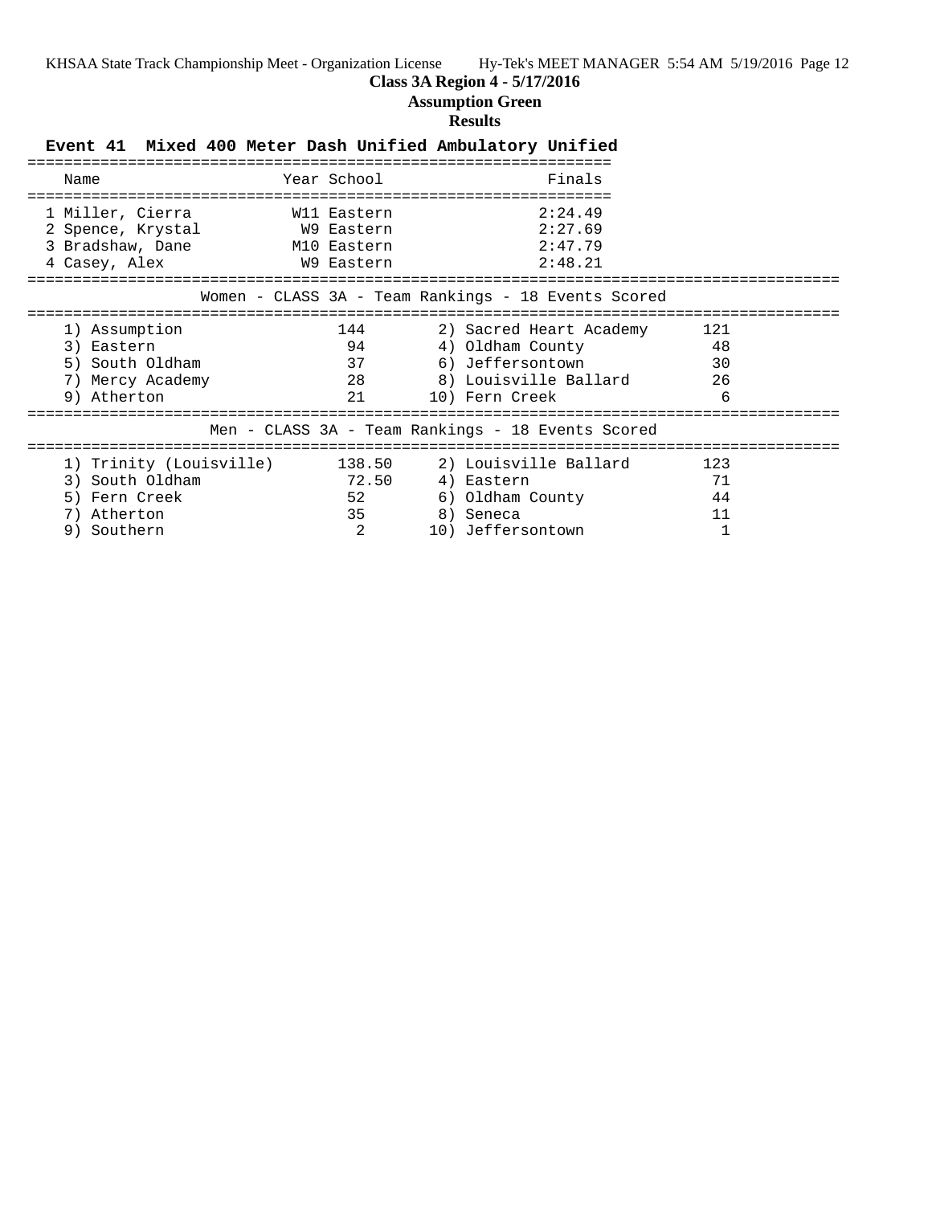**Class 3A Region 4 - 5/17/2016**

**Assumption Green**

**Results**

### Event 41 Mixed 400 Meter Dash Unified Ambulatory Unified

| Name | Year | School | Finals |
|---|---|---|---|
| 1 Miller, Cierra | W11 | Eastern | 2:24.49 |
| 2 Spence, Krystal | W9 | Eastern | 2:27.69 |
| 3 Bradshaw, Dane | M10 | Eastern | 2:47.79 |
| 4 Casey, Alex | W9 | Eastern | 2:48.21 |

#### Women - CLASS 3A - Team Rankings - 18 Events Scored

| | | | |
|---|---|---|---|
| 1) Assumption | 144 | 2) Sacred Heart Academy | 121 |
| 3) Eastern | 94 | 4) Oldham County | 48 |
| 5) South Oldham | 37 | 6) Jeffersontown | 30 |
| 7) Mercy Academy | 28 | 8) Louisville Ballard | 26 |
| 9) Atherton | 21 | 10) Fern Creek | 6 |

#### Men - CLASS 3A - Team Rankings - 18 Events Scored

| | | | |
|---|---|---|---|
| 1) Trinity (Louisville) | 138.50 | 2) Louisville Ballard | 123 |
| 3) South Oldham | 72.50 | 4) Eastern | 71 |
| 5) Fern Creek | 52 | 6) Oldham County | 44 |
| 7) Atherton | 35 | 8) Seneca | 11 |
| 9) Southern | 2 | 10) Jeffersontown | 1 |